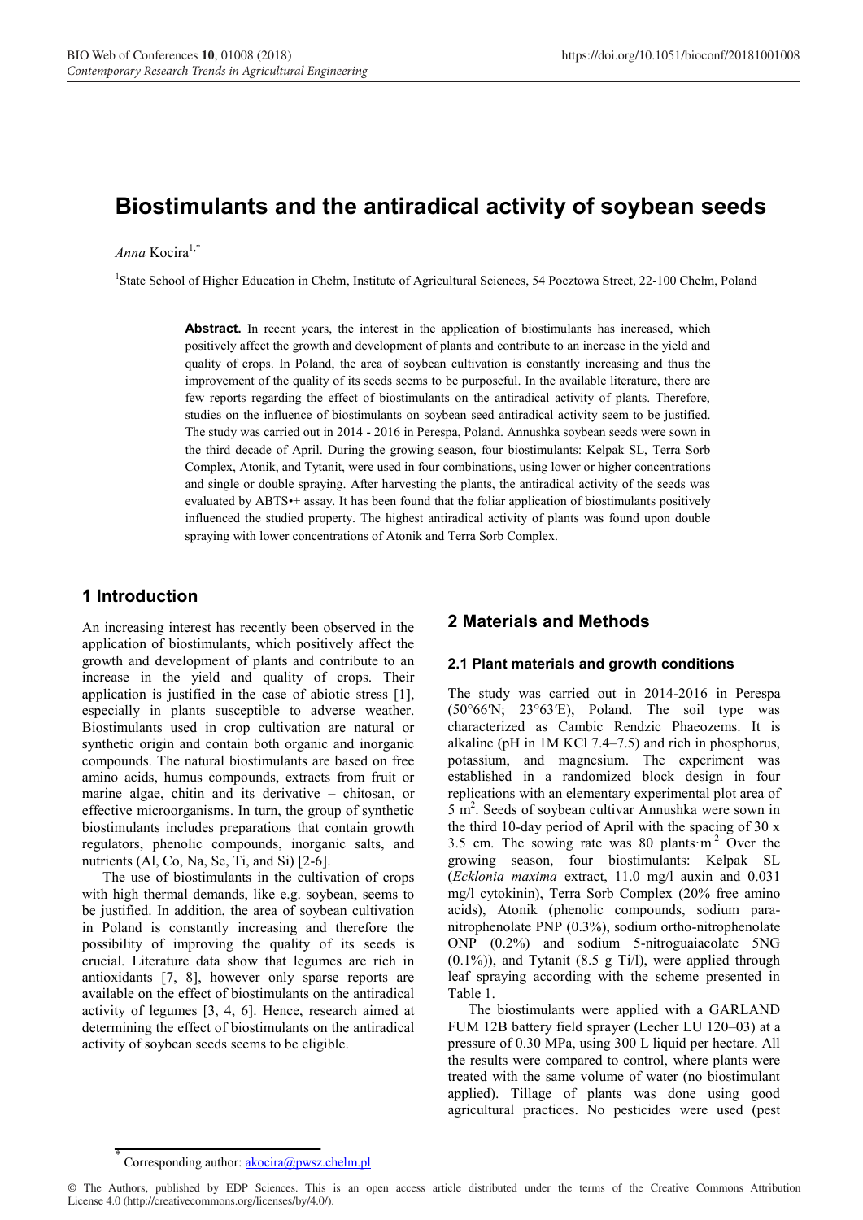# Biostimulants and the antiradical activity of soybean seeds

*Anna* Kocira[1,*]

[1]State School of Higher Education in Chełm, Institute of Agricultural Sciences, 54 Pocztowa Street, 22-100 Chełm, Poland

**Abstract.** In recent years, the interest in the application of biostimulants has increased, which positively affect the growth and development of plants and contribute to an increase in the yield and quality of crops. In Poland, the area of soybean cultivation is constantly increasing and thus the improvement of the quality of its seeds seems to be purposeful. In the available literature, there are few reports regarding the effect of biostimulants on the antiradical activity of plants. Therefore, studies on the influence of biostimulants on soybean seed antiradical activity seem to be justified. The study was carried out in 2014 - 2016 in Perespa, Poland. Annushka soybean seeds were sown in the third decade of April. During the growing season, four biostimulants: Kelpak SL, Terra Sorb Complex, Atonik, and Tytanit, were used in four combinations, using lower or higher concentrations and single or double spraying. After harvesting the plants, the antiradical activity of the seeds was evaluated by ABTS•+ assay. It has been found that the foliar application of biostimulants positively influenced the studied property. The highest antiradical activity of plants was found upon double spraying with lower concentrations of Atonik and Terra Sorb Complex.

## 1 Introduction

An increasing interest has recently been observed in the application of biostimulants, which positively affect the growth and development of plants and contribute to an increase in the yield and quality of crops. Their application is justified in the case of abiotic stress [1], especially in plants susceptible to adverse weather. Biostimulants used in crop cultivation are natural or synthetic origin and contain both organic and inorganic compounds. The natural biostimulants are based on free amino acids, humus compounds, extracts from fruit or marine algae, chitin and its derivative – chitosan, or effective microorganisms. In turn, the group of synthetic biostimulants includes preparations that contain growth regulators, phenolic compounds, inorganic salts, and nutrients (Al, Co, Na, Se, Ti, and Si) [2-6].

The use of biostimulants in the cultivation of crops with high thermal demands, like e.g. soybean, seems to be justified. In addition, the area of soybean cultivation in Poland is constantly increasing and therefore the possibility of improving the quality of its seeds is crucial. Literature data show that legumes are rich in antioxidants [7, 8], however only sparse reports are available on the effect of biostimulants on the antiradical activity of legumes [3, 4, 6]. Hence, research aimed at determining the effect of biostimulants on the antiradical activity of soybean seeds seems to be eligible.

## 2 Materials and Methods

### 2.1 Plant materials and growth conditions

The study was carried out in 2014-2016 in Perespa (50°66′N; 23°63′E), Poland. The soil type was characterized as Cambic Rendzic Phaeozems. It is alkaline (pH in 1M KCl 7.4–7.5) and rich in phosphorus, potassium, and magnesium. The experiment was established in a randomized block design in four replications with an elementary experimental plot area of 5 $m^2$. Seeds of soybean cultivar Annushka were sown in the third 10-day period of April with the spacing of 30 x 3.5 cm. The sowing rate was 80 plants·$m^{-2}$ Over the growing season, four biostimulants: Kelpak SL (*Ecklonia maxima* extract, 11.0 mg/l auxin and 0.031 mg/l cytokinin), Terra Sorb Complex (20% free amino acids), Atonik (phenolic compounds, sodium para-nitrophenolate PNP (0.3%), sodium ortho-nitrophenolate ONP (0.2%) and sodium 5-nitroguaiacolate 5NG (0.1%)), and Tytanit (8.5 g Ti/l), were applied through leaf spraying according with the scheme presented in Table 1.

The biostimulants were applied with a GARLAND FUM 12B battery field sprayer (Lecher LU 120–03) at a pressure of 0.30 MPa, using 300 L liquid per hectare. All the results were compared to control, where plants were treated with the same volume of water (no biostimulant applied). Tillage of plants was done using good agricultural practices. No pesticides were used (pest

[*] Corresponding author: akocira@pwsz.chelm.pl

© The Authors, published by EDP Sciences. This is an open access article distributed under the terms of the Creative Commons Attribution License 4.0 (http://creativecommons.org/licenses/by/4.0/).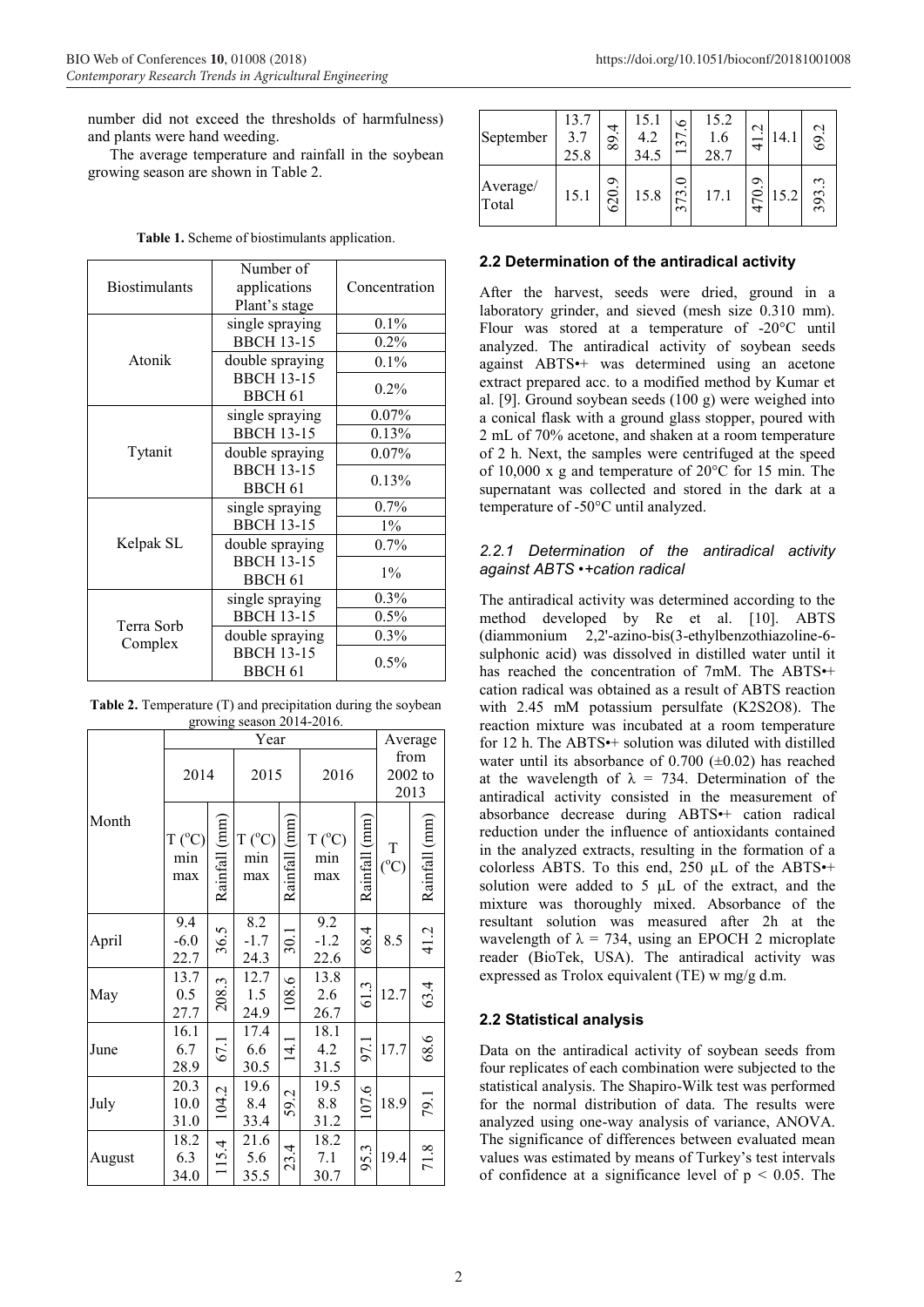number did not exceed the thresholds of harmfulness) and plants were hand weeding.

The average temperature and rainfall in the soybean growing season are shown in Table 2.

**Table 1.** Scheme of biostimulants application.

| Biostimulants | Number of applications Plant's stage | Concentration |
|---|---|---|
| Atonik | single spraying | 0.1% |
| | BBCH 13-15 | 0.2% |
| | double spraying | 0.1% |
| | BBCH 13-15 BBCH 61 | 0.2% |
| Tytanit | single spraying | 0.07% |
| | BBCH 13-15 | 0.13% |
| | double spraying | 0.07% |
| | BBCH 13-15 BBCH 61 | 0.13% |
| Kelpak SL | single spraying | 0.7% |
| | BBCH 13-15 | 1% |
| | double spraying | 0.7% |
| | BBCH 13-15 BBCH 61 | 1% |
| Terra Sorb Complex | single spraying | 0.3% |
| | BBCH 13-15 | 0.5% |
| | double spraying | 0.3% |
| | BBCH 13-15 BBCH 61 | 0.5% |

**Table 2.** Temperature (T) and precipitation during the soybean growing season 2014-2016.

| Month | Year | | | | | | Average from 2002 to 2013 | |
|---|---|---|---|---|---|---|---|---|
| | 2014 | | 2015 | | 2016 | | | |
| | T (°C) min max | Rainfall (mm) | T (°C) min max | Rainfall (mm) | T (°C) min max | Rainfall (mm) | T (°C) | Rainfall (mm) |
| April | 9.4 -6.0 22.7 | 36.5 | 8.2 -1.7 24.3 | 30.1 | 9.2 -1.2 22.6 | 68.4 | 8.5 | 41.2 |
| May | 13.7 0.5 27.7 | 208.3 | 12.7 1.5 24.9 | 108.6 | 13.8 2.6 26.7 | 61.3 | 12.7 | 63.4 |
| June | 16.1 6.7 28.9 | 67.1 | 17.4 6.6 30.5 | 14.1 | 18.1 4.2 31.5 | 97.1 | 17.7 | 68.6 |
| July | 20.3 10.0 31.0 | 104.2 | 19.6 8.4 33.4 | 59.2 | 19.5 8.8 31.2 | 107.6 | 18.9 | 79.1 |
| August | 18.2 6.3 34.0 | 115.4 | 21.6 5.6 35.5 | 23.4 | 18.2 7.1 30.7 | 95.3 | 19.4 | 71.8 |
| September | 13.7 3.7 25.8 | 89.4 | 15.1 4.2 34.5 | 137.6 | 15.2 1.6 28.7 | 41.2 | 14.1 | 69.2 |
| Average/ Total | 15.1 | 620.9 | 15.8 | 373.0 | 17.1 | 470.9 | 15.2 | 393.3 |

## 2.2 Determination of the antiradical activity

After the harvest, seeds were dried, ground in a laboratory grinder, and sieved (mesh size 0.310 mm). Flour was stored at a temperature of -20°C until analyzed. The antiradical activity of soybean seeds against ABTS•+ was determined using an acetone extract prepared acc. to a modified method by Kumar et al. [9]. Ground soybean seeds (100 g) were weighed into a conical flask with a ground glass stopper, poured with 2 mL of 70% acetone, and shaken at a room temperature of 2 h. Next, the samples were centrifuged at the speed of 10,000 x g and temperature of 20°C for 15 min. The supernatant was collected and stored in the dark at a temperature of -50°C until analyzed.

### *2.2.1 Determination of the antiradical activity against ABTS •+cation radical*

The antiradical activity was determined according to the method developed by Re et al. [10]. ABTS (diammonium 2,2'-azino-bis(3-ethylbenzothiazoline-6-sulphonic acid) was dissolved in distilled water until it has reached the concentration of 7mM. The ABTS•+ cation radical was obtained as a result of ABTS reaction with 2.45 mM potassium persulfate ($K_2S_2O_8$). The reaction mixture was incubated at a room temperature for 12 h. The ABTS•+ solution was diluted with distilled water until its absorbance of 0.700 (±0.02) has reached at the wavelength of $\lambda$ = 734. Determination of the antiradical activity consisted in the measurement of absorbance decrease during ABTS•+ cation radical reduction under the influence of antioxidants contained in the analyzed extracts, resulting in the formation of a colorless ABTS. To this end, 250 µL of the ABTS•+ solution were added to 5 µL of the extract, and the mixture was thoroughly mixed. Absorbance of the resultant solution was measured after 2h at the wavelength of $\lambda$ = 734, using an EPOCH 2 microplate reader (BioTek, USA). The antiradical activity was expressed as Trolox equivalent (TE) w mg/g d.m.

## 2.2 Statistical analysis

Data on the antiradical activity of soybean seeds from four replicates of each combination were subjected to the statistical analysis. The Shapiro-Wilk test was performed for the normal distribution of data. The results were analyzed using one-way analysis of variance, ANOVA. The significance of differences between evaluated mean values was estimated by means of Turkey's test intervals of confidence at a significance level of $p < 0.05$. The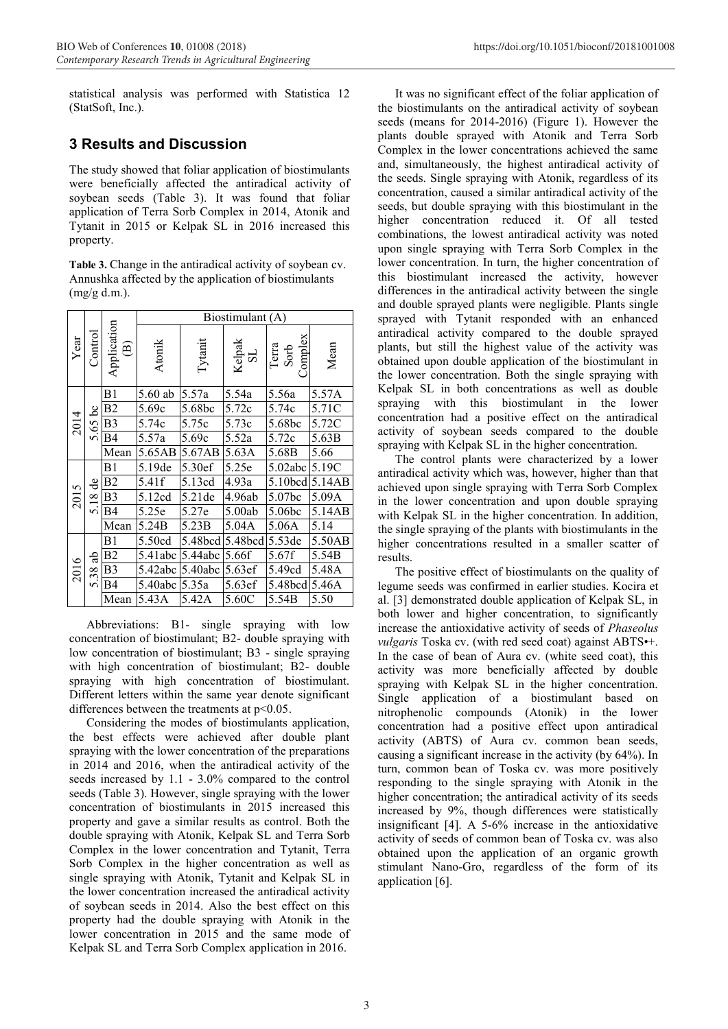statistical analysis was performed with Statistica 12 (StatSoft, Inc.).

## 3 Results and Discussion

The study showed that foliar application of biostimulants were beneficially affected the antiradical activity of soybean seeds (Table 3). It was found that foliar application of Terra Sorb Complex in 2014, Atonik and Tytanit in 2015 or Kelpak SL in 2016 increased this property.

**Table 3.** Change in the antiradical activity of soybean cv. Annushka affected by the application of biostimulants (mg/g d.m.).

| Year | Control | Application (B) | Biostimulant (A) | | | | |
|---|---|---|---|---|---|---|---|
| | | | Atonik | Tytanit | Kelpak SL | Terra Sorb Complex | Mean |
| 2014 | 5.65 bc | B1 | 5.60 ab | 5.57a | 5.54a | 5.56a | 5.57A |
| | | B2 | 5.69c | 5.68bc | 5.72c | 5.74c | 5.71C |
| | | B3 | 5.74c | 5.75c | 5.73c | 5.68bc | 5.72C |
| | | B4 | 5.57a | 5.69c | 5.52a | 5.72c | 5.63B |
| | | Mean | 5.65AB | 5.67AB | 5.63A | 5.68B | 5.66 |
| 2015 | 5.18 de | B1 | 5.19de | 5.30ef | 5.25e | 5.02abc | 5.19C |
| | | B2 | 5.41f | 5.13cd | 4.93a | 5.10bcd | 5.14AB |
| | | B3 | 5.12cd | 5.21de | 4.96ab | 5.07bc | 5.09A |
| | | B4 | 5.25e | 5.27e | 5.00ab | 5.06bc | 5.14AB |
| | | Mean | 5.24B | 5.23B | 5.04A | 5.06A | 5.14 |
| 2016 | 5.38 ab | B1 | 5.50cd | 5.48bcd | 5.48bcd | 5.53de | 5.50AB |
| | | B2 | 5.41abc | 5.44abc | 5.66f | 5.67f | 5.54B |
| | | B3 | 5.42abc | 5.40abc | 5.63ef | 5.49cd | 5.48A |
| | | B4 | 5.40abc | 5.35a | 5.63ef | 5.48bcd | 5.46A |
| | | Mean | 5.43A | 5.42A | 5.60C | 5.54B | 5.50 |

Abbreviations: B1- single spraying with low concentration of biostimulant; B2- double spraying with low concentration of biostimulant; B3 - single spraying with high concentration of biostimulant; B2- double spraying with high concentration of biostimulant. Different letters within the same year denote significant differences between the treatments at $p<0.05$.

Considering the modes of biostimulants application, the best effects were achieved after double plant spraying with the lower concentration of the preparations in 2014 and 2016, when the antiradical activity of the seeds increased by 1.1 - 3.0% compared to the control seeds (Table 3). However, single spraying with the lower concentration of biostimulants in 2015 increased this property and gave a similar results as control. Both the double spraying with Atonik, Kelpak SL and Terra Sorb Complex in the lower concentration and Tytanit, Terra Sorb Complex in the higher concentration as well as single spraying with Atonik, Tytanit and Kelpak SL in the lower concentration increased the antiradical activity of soybean seeds in 2014. Also the best effect on this property had the double spraying with Atonik in the lower concentration in 2015 and the same mode of Kelpak SL and Terra Sorb Complex application in 2016.

It was no significant effect of the foliar application of the biostimulants on the antiradical activity of soybean seeds (means for 2014-2016) (Figure 1). However the plants double sprayed with Atonik and Terra Sorb Complex in the lower concentrations achieved the same and, simultaneously, the highest antiradical activity of the seeds. Single spraying with Atonik, regardless of its concentration, caused a similar antiradical activity of the seeds, but double spraying with this biostimulant in the higher concentration reduced it. Of all tested combinations, the lowest antiradical activity was noted upon single spraying with Terra Sorb Complex in the lower concentration. In turn, the higher concentration of this biostimulant increased the activity, however differences in the antiradical activity between the single and double sprayed plants were negligible. Plants single sprayed with Tytanit responded with an enhanced antiradical activity compared to the double sprayed plants, but still the highest value of the activity was obtained upon double application of the biostimulant in the lower concentration. Both the single spraying with Kelpak SL in both concentrations as well as double spraying with this biostimulant in the lower concentration had a positive effect on the antiradical activity of soybean seeds compared to the double spraying with Kelpak SL in the higher concentration.

The control plants were characterized by a lower antiradical activity which was, however, higher than that achieved upon single spraying with Terra Sorb Complex in the lower concentration and upon double spraying with Kelpak SL in the higher concentration. In addition, the single spraying of the plants with biostimulants in the higher concentrations resulted in a smaller scatter of results.

The positive effect of biostimulants on the quality of legume seeds was confirmed in earlier studies. Kocira et al. [3] demonstrated double application of Kelpak SL, in both lower and higher concentration, to significantly increase the antioxidative activity of seeds of *Phaseolus vulgaris* Toska cv. (with red seed coat) against ABTS•+. In the case of bean of Aura cv. (white seed coat), this activity was more beneficially affected by double spraying with Kelpak SL in the higher concentration. Single application of a biostimulant based on nitrophenolic compounds (Atonik) in the lower concentration had a positive effect upon antiradical activity (ABTS) of Aura cv. common bean seeds, causing a significant increase in the activity (by 64%). In turn, common bean of Toska cv. was more positively responding to the single spraying with Atonik in the higher concentration; the antiradical activity of its seeds increased by 9%, though differences were statistically insignificant [4]. A 5-6% increase in the antioxidative activity of seeds of common bean of Toska cv. was also obtained upon the application of an organic growth stimulant Nano-Gro, regardless of the form of its application [6].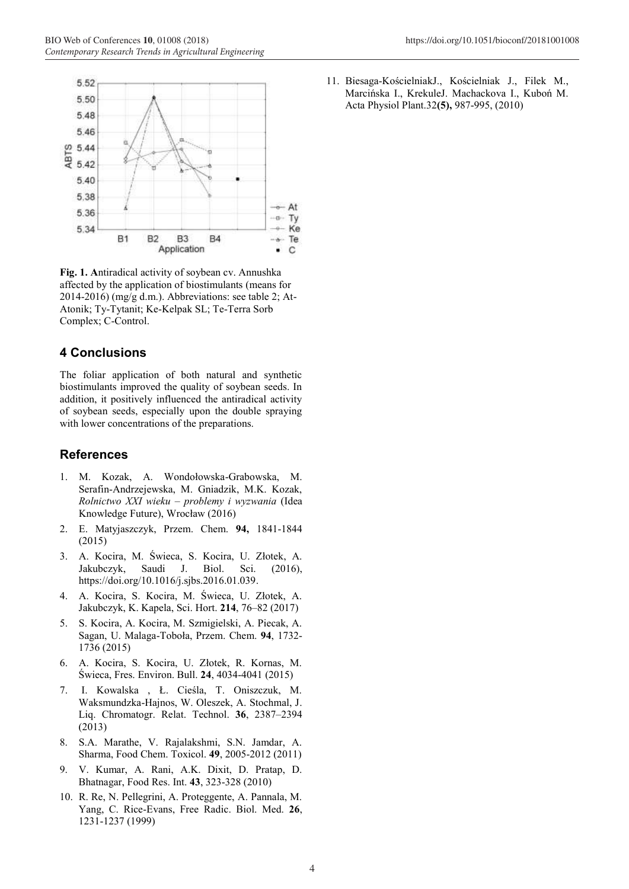5.52
5.50
5.48
5.46
5.44
5.42
5.40
5.38
5.36
5.34

ABTS

B1 B2 B3 B4

Application

At
Ty
Ke
Te
C

**Fig. 1. A**ntiradical activity of soybean cv. Annushka affected by the application of biostimulants (means for 2014-2016) (mg/g d.m.). Abbreviations: see table 2; At-Atonik; Ty-Tytanit; Ke-Kelpak SL; Te-Terra Sorb Complex; C-Control.

## 4 Conclusions

The foliar application of both natural and synthetic biostimulants improved the quality of soybean seeds. In addition, it positively influenced the antiradical activity of soybean seeds, especially upon the double spraying with lower concentrations of the preparations.

## References

1. M. Kozak, A. Wondołowska-Grabowska, M. Serafin-Andrzejewska, M. Gniadzik, M.K. Kozak, *Rolnictwo XXI wieku – problemy i wyzwania* (Idea Knowledge Future), Wrocław (2016)
2. E. Matyjaszczyk, Przem. Chem. **94,** 1841-1844 (2015)
3. A. Kocira, M. Świeca, S. Kocira, U. Złotek, A. Jakubczyk, Saudi J. Biol. Sci. (2016), https://doi.org/10.1016/j.sjbs.2016.01.039.
4. A. Kocira, S. Kocira, M. Świeca, U. Złotek, A. Jakubczyk, K. Kapela, Sci. Hort. **214**, 76–82 (2017)
5. S. Kocira, A. Kocira, M. Szmigielski, A. Piecak, A. Sagan, U. Malaga-Toboła, Przem. Chem. **94**, 1732-1736 (2015)
6. A. Kocira, S. Kocira, U. Złotek, R. Kornas, M. Świeca, Fres. Environ. Bull. **24**, 4034-4041 (2015)
7. I. Kowalska , Ł. Cieśla, T. Oniszczuk, M. Waksmundzka-Hajnos, W. Oleszek, A. Stochmal, J. Liq. Chromatogr. Relat. Technol. **36**, 2387–2394 (2013)
8. S.A. Marathe, V. Rajalakshmi, S.N. Jamdar, A. Sharma, Food Chem. Toxicol. **49**, 2005-2012 (2011)
9. V. Kumar, A. Rani, A.K. Dixit, D. Pratap, D. Bhatnagar, Food Res. Int. **43**, 323-328 (2010)
10. R. Re, N. Pellegrini, A. Proteggente, A. Pannala, M. Yang, C. Rice-Evans, Free Radic. Biol. Med. **26**, 1231-1237 (1999)
11. Biesaga-KościelniakJ., Kościelniak J., Filek M., Marcińska I., KrekuleJ. Machackova I., Kuboń M. Acta Physiol Plant.32**(5),** 987-995, (2010)